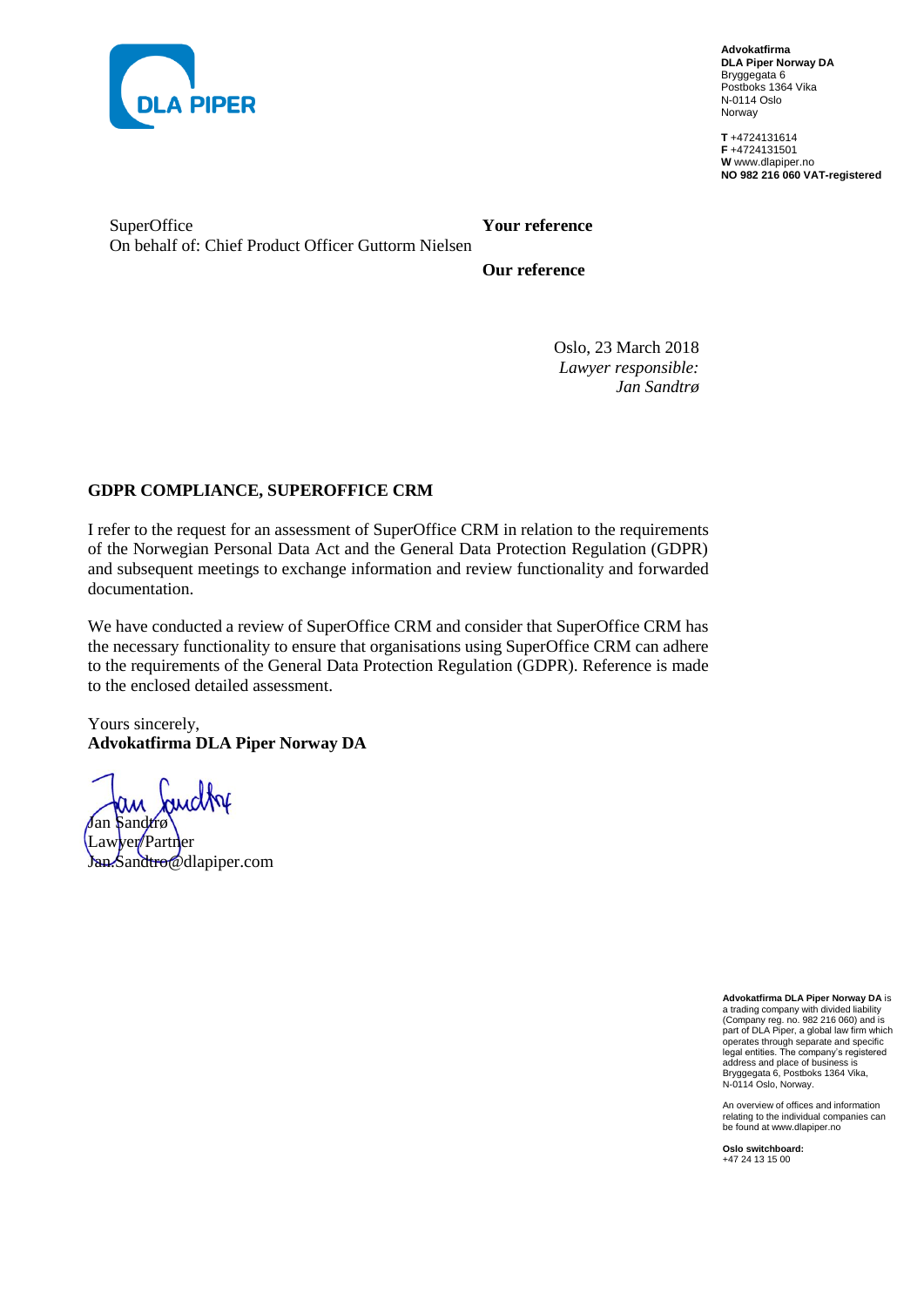**Advokatfirma**
**DLA Piper Norway DA**
Bryggegata 6
Postboks 1364 Vika
N-0114 Oslo
Norway

**T** +4724131614
**F** +4724131501
**W** www.dlapiper.no
**NO 982 216 060 VAT-registered**

SuperOffice
On behalf of: Chief Product Officer Guttorm Nielsen

**Your reference**

**Our reference**

Oslo, 23 March 2018
*Lawyer responsible:*
*Jan Sandtrø*

**GDPR COMPLIANCE, SUPEROFFICE CRM**

I refer to the request for an assessment of SuperOffice CRM in relation to the requirements of the Norwegian Personal Data Act and the General Data Protection Regulation (GDPR) and subsequent meetings to exchange information and review functionality and forwarded documentation.

We have conducted a review of SuperOffice CRM and consider that SuperOffice CRM has the necessary functionality to ensure that organisations using SuperOffice CRM can adhere to the requirements of the General Data Protection Regulation (GDPR). Reference is made to the enclosed detailed assessment.

Yours sincerely,
**Advokatfirma DLA Piper Norway DA**

Jan Sandtrø
Lawyer/Partner
Jan.Sandtro@dlapiper.com

**Advokatfirma DLA Piper Norway DA** is a trading company with divided liability (Company reg. no. 982 216 060) and is part of DLA Piper, a global law firm which operates through separate and specific legal entities. The company's registered address and place of business is Bryggegata 6, Postboks 1364 Vika, N-0114 Oslo, Norway.

An overview of offices and information relating to the individual companies can be found at www.dlapiper.no

**Oslo switchboard:**
+47 24 13 15 00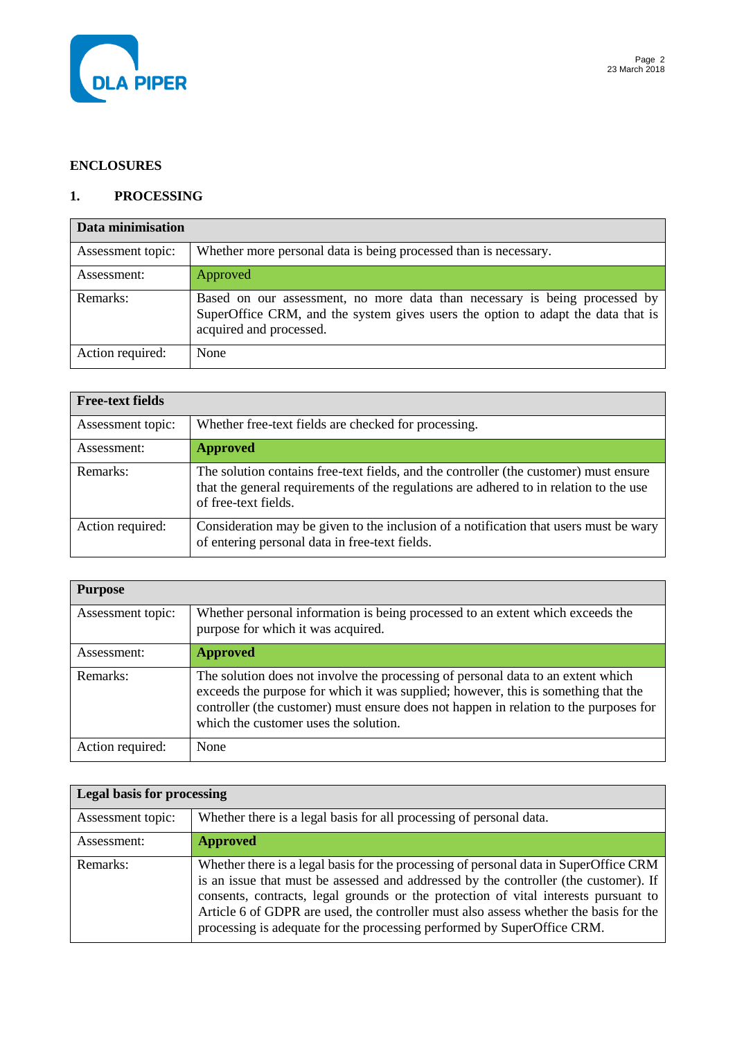## ENCLOSURES

### 1. PROCESSING

| Data minimisation | |
|---|---|
| Assessment topic: | Whether more personal data is being processed than is necessary. |
| Assessment: | Approved |
| Remarks: | Based on our assessment, no more data than necessary is being processed by SuperOffice CRM, and the system gives users the option to adapt the data that is acquired and processed. |
| Action required: | None |

| Free-text fields | |
|---|---|
| Assessment topic: | Whether free-text fields are checked for processing. |
| Assessment: | **Approved** |
| Remarks: | The solution contains free-text fields, and the controller (the customer) must ensure that the general requirements of the regulations are adhered to in relation to the use of free-text fields. |
| Action required: | Consideration may be given to the inclusion of a notification that users must be wary of entering personal data in free-text fields. |

| Purpose | |
|---|---|
| Assessment topic: | Whether personal information is being processed to an extent which exceeds the purpose for which it was acquired. |
| Assessment: | **Approved** |
| Remarks: | The solution does not involve the processing of personal data to an extent which exceeds the purpose for which it was supplied; however, this is something that the controller (the customer) must ensure does not happen in relation to the purposes for which the customer uses the solution. |
| Action required: | None |

| Legal basis for processing | |
|---|---|
| Assessment topic: | Whether there is a legal basis for all processing of personal data. |
| Assessment: | **Approved** |
| Remarks: | Whether there is a legal basis for the processing of personal data in SuperOffice CRM is an issue that must be assessed and addressed by the controller (the customer). If consents, contracts, legal grounds or the protection of vital interests pursuant to Article 6 of GDPR are used, the controller must also assess whether the basis for the processing is adequate for the processing performed by SuperOffice CRM. |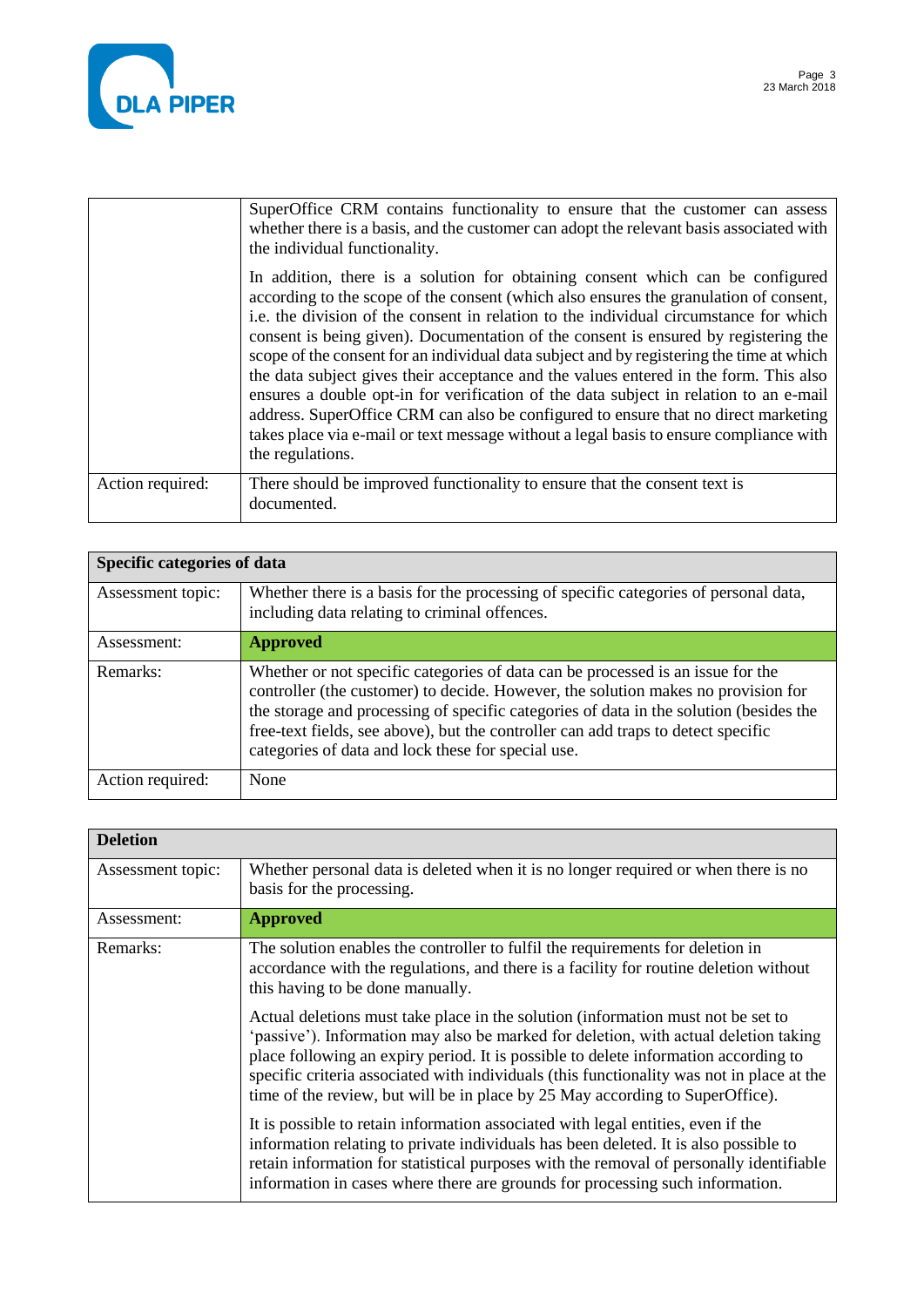| | |
|---|---|
| | SuperOffice CRM contains functionality to ensure that the customer can assess whether there is a basis, and the customer can adopt the relevant basis associated with the individual functionality.<br><br>In addition, there is a solution for obtaining consent which can be configured according to the scope of the consent (which also ensures the granulation of consent, i.e. the division of the consent in relation to the individual circumstance for which consent is being given). Documentation of the consent is ensured by registering the scope of the consent for an individual data subject and by registering the time at which the data subject gives their acceptance and the values entered in the form. This also ensures a double opt-in for verification of the data subject in relation to an e-mail address. SuperOffice CRM can also be configured to ensure that no direct marketing takes place via e-mail or text message without a legal basis to ensure compliance with the regulations. |
| Action required: | There should be improved functionality to ensure that the consent text is documented. |

| **Specific categories of data** | |
|---|---|
| Assessment topic: | Whether there is a basis for the processing of specific categories of personal data, including data relating to criminal offences. |
| Assessment: | **Approved** |
| Remarks: | Whether or not specific categories of data can be processed is an issue for the controller (the customer) to decide. However, the solution makes no provision for the storage and processing of specific categories of data in the solution (besides the free-text fields, see above), but the controller can add traps to detect specific categories of data and lock these for special use. |
| Action required: | None |

| **Deletion** | |
|---|---|
| Assessment topic: | Whether personal data is deleted when it is no longer required or when there is no basis for the processing. |
| Assessment: | **Approved** |
| Remarks: | The solution enables the controller to fulfil the requirements for deletion in accordance with the regulations, and there is a facility for routine deletion without this having to be done manually.<br><br>Actual deletions must take place in the solution (information must not be set to 'passive'). Information may also be marked for deletion, with actual deletion taking place following an expiry period. It is possible to delete information according to specific criteria associated with individuals (this functionality was not in place at the time of the review, but will be in place by 25 May according to SuperOffice).<br><br>It is possible to retain information associated with legal entities, even if the information relating to private individuals has been deleted. It is also possible to retain information for statistical purposes with the removal of personally identifiable information in cases where there are grounds for processing such information. |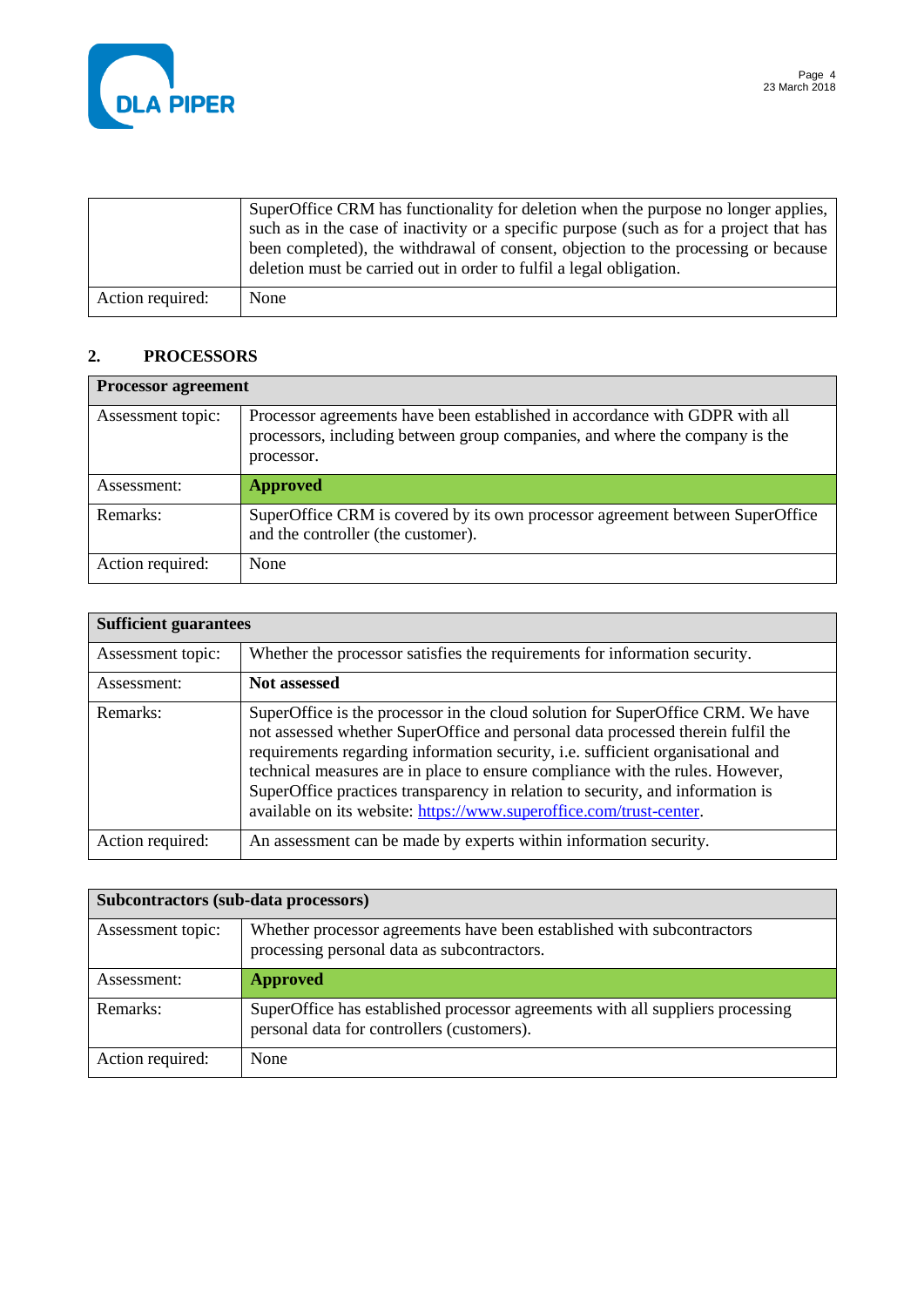| | |
|---|---|
| | SuperOffice CRM has functionality for deletion when the purpose no longer applies, such as in the case of inactivity or a specific purpose (such as for a project that has been completed), the withdrawal of consent, objection to the processing or because deletion must be carried out in order to fulfil a legal obligation. |
| Action required: | None |

## 2. PROCESSORS

| **Processor agreement** | |
|---|---|
| Assessment topic: | Processor agreements have been established in accordance with GDPR with all processors, including between group companies, and where the company is the processor. |
| Assessment: | **Approved** |
| Remarks: | SuperOffice CRM is covered by its own processor agreement between SuperOffice and the controller (the customer). |
| Action required: | None |

| **Sufficient guarantees** | |
|---|---|
| Assessment topic: | Whether the processor satisfies the requirements for information security. |
| Assessment: | **Not assessed** |
| Remarks: | SuperOffice is the processor in the cloud solution for SuperOffice CRM. We have not assessed whether SuperOffice and personal data processed therein fulfil the requirements regarding information security, i.e. sufficient organisational and technical measures are in place to ensure compliance with the rules. However, SuperOffice practices transparency in relation to security, and information is available on its website: https://www.superoffice.com/trust-center. |
| Action required: | An assessment can be made by experts within information security. |

| **Subcontractors (sub-data processors)** | |
|---|---|
| Assessment topic: | Whether processor agreements have been established with subcontractors processing personal data as subcontractors. |
| Assessment: | **Approved** |
| Remarks: | SuperOffice has established processor agreements with all suppliers processing personal data for controllers (customers). |
| Action required: | None |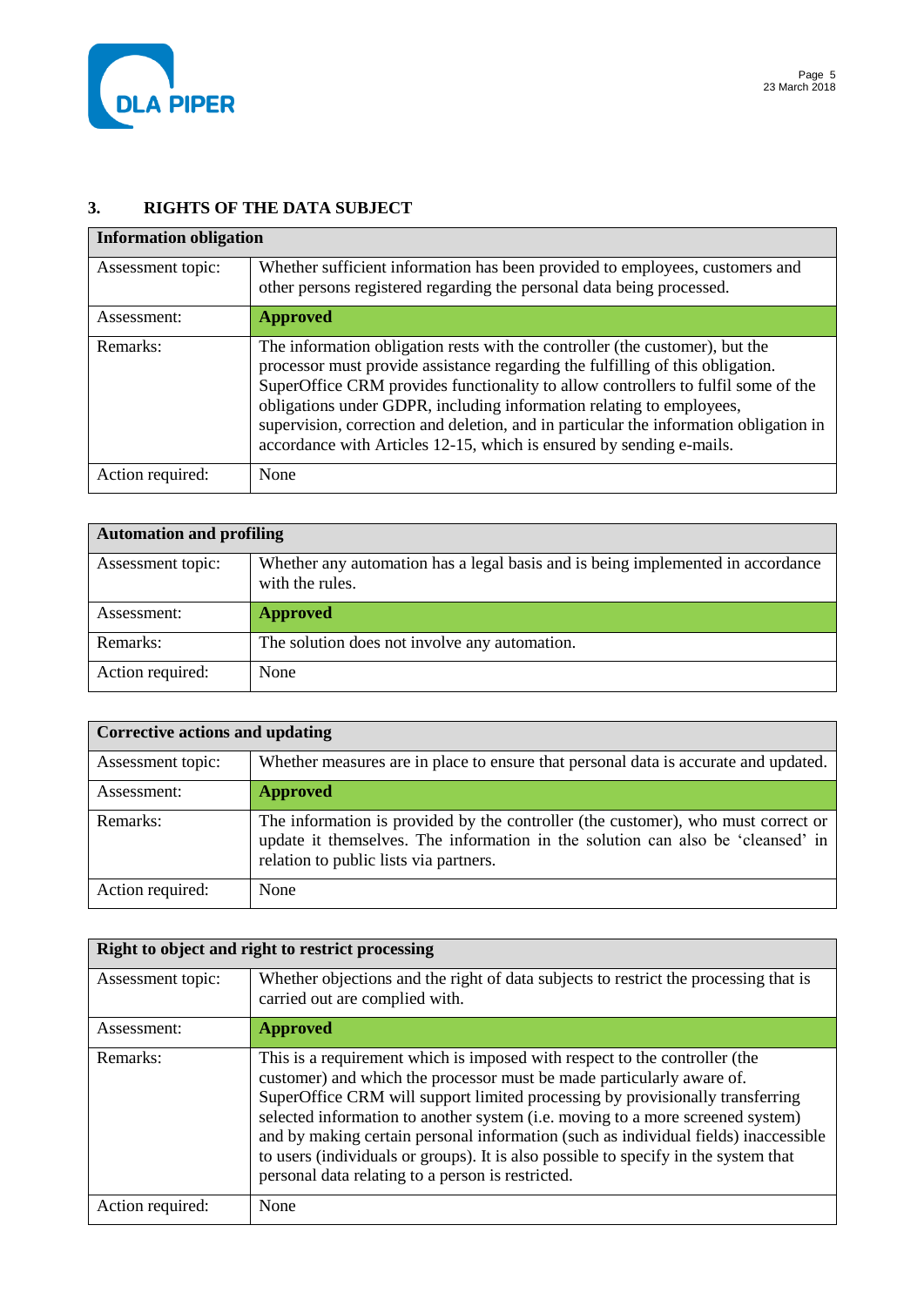## 3. RIGHTS OF THE DATA SUBJECT

| Information obligation | |
|---|---|
| Assessment topic: | Whether sufficient information has been provided to employees, customers and other persons registered regarding the personal data being processed. |
| Assessment: | **Approved** |
| Remarks: | The information obligation rests with the controller (the customer), but the processor must provide assistance regarding the fulfilling of this obligation. SuperOffice CRM provides functionality to allow controllers to fulfil some of the obligations under GDPR, including information relating to employees, supervision, correction and deletion, and in particular the information obligation in accordance with Articles 12-15, which is ensured by sending e-mails. |
| Action required: | None |

| Automation and profiling | |
|---|---|
| Assessment topic: | Whether any automation has a legal basis and is being implemented in accordance with the rules. |
| Assessment: | **Approved** |
| Remarks: | The solution does not involve any automation. |
| Action required: | None |

| Corrective actions and updating | |
|---|---|
| Assessment topic: | Whether measures are in place to ensure that personal data is accurate and updated. |
| Assessment: | **Approved** |
| Remarks: | The information is provided by the controller (the customer), who must correct or update it themselves. The information in the solution can also be 'cleansed' in relation to public lists via partners. |
| Action required: | None |

| Right to object and right to restrict processing | |
|---|---|
| Assessment topic: | Whether objections and the right of data subjects to restrict the processing that is carried out are complied with. |
| Assessment: | **Approved** |
| Remarks: | This is a requirement which is imposed with respect to the controller (the customer) and which the processor must be made particularly aware of. SuperOffice CRM will support limited processing by provisionally transferring selected information to another system (i.e. moving to a more screened system) and by making certain personal information (such as individual fields) inaccessible to users (individuals or groups). It is also possible to specify in the system that personal data relating to a person is restricted. |
| Action required: | None |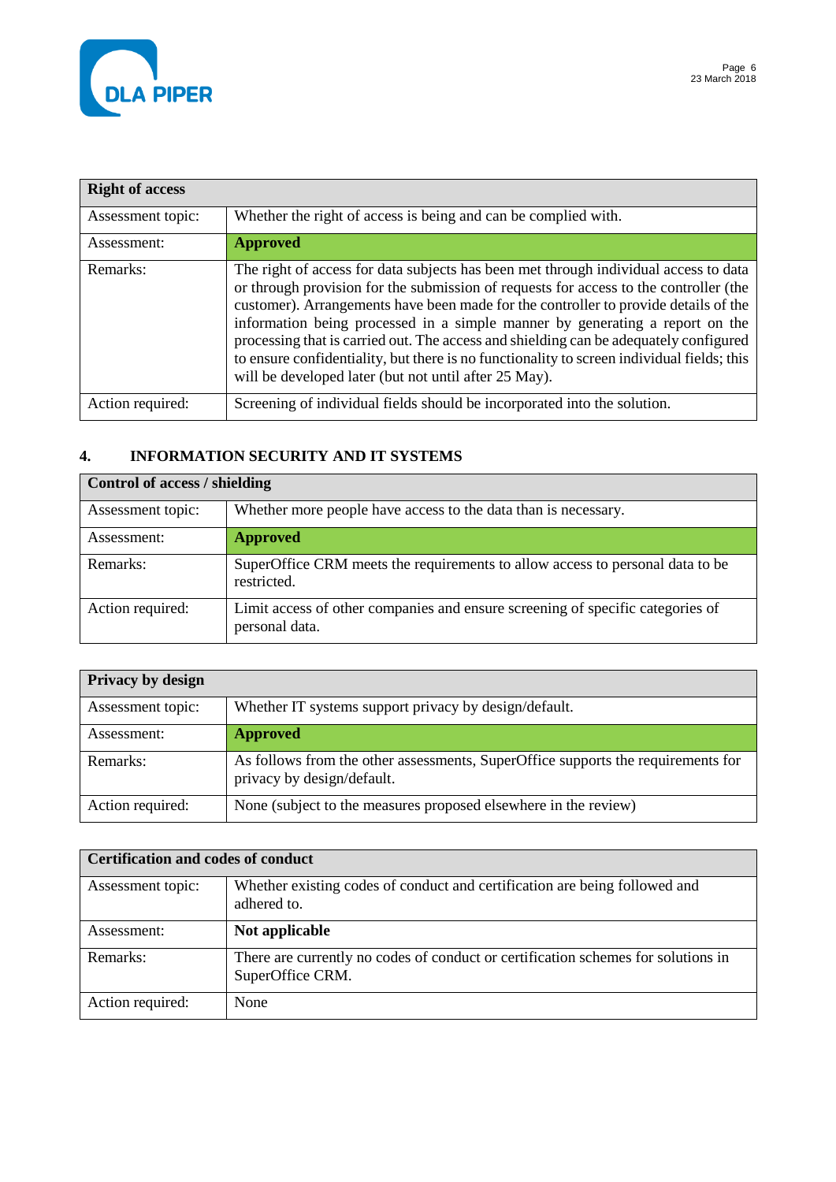| Right of access | |
|---|---|
| Assessment topic: | Whether the right of access is being and can be complied with. |
| Assessment: | **Approved** |
| Remarks: | The right of access for data subjects has been met through individual access to data or through provision for the submission of requests for access to the controller (the customer). Arrangements have been made for the controller to provide details of the information being processed in a simple manner by generating a report on the processing that is carried out. The access and shielding can be adequately configured to ensure confidentiality, but there is no functionality to screen individual fields; this will be developed later (but not until after 25 May). |
| Action required: | Screening of individual fields should be incorporated into the solution. |

## 4. INFORMATION SECURITY AND IT SYSTEMS

| Control of access / shielding | |
|---|---|
| Assessment topic: | Whether more people have access to the data than is necessary. |
| Assessment: | **Approved** |
| Remarks: | SuperOffice CRM meets the requirements to allow access to personal data to be restricted. |
| Action required: | Limit access of other companies and ensure screening of specific categories of personal data. |

| Privacy by design | |
|---|---|
| Assessment topic: | Whether IT systems support privacy by design/default. |
| Assessment: | **Approved** |
| Remarks: | As follows from the other assessments, SuperOffice supports the requirements for privacy by design/default. |
| Action required: | None (subject to the measures proposed elsewhere in the review) |

| Certification and codes of conduct | |
|---|---|
| Assessment topic: | Whether existing codes of conduct and certification are being followed and adhered to. |
| Assessment: | **Not applicable** |
| Remarks: | There are currently no codes of conduct or certification schemes for solutions in SuperOffice CRM. |
| Action required: | None |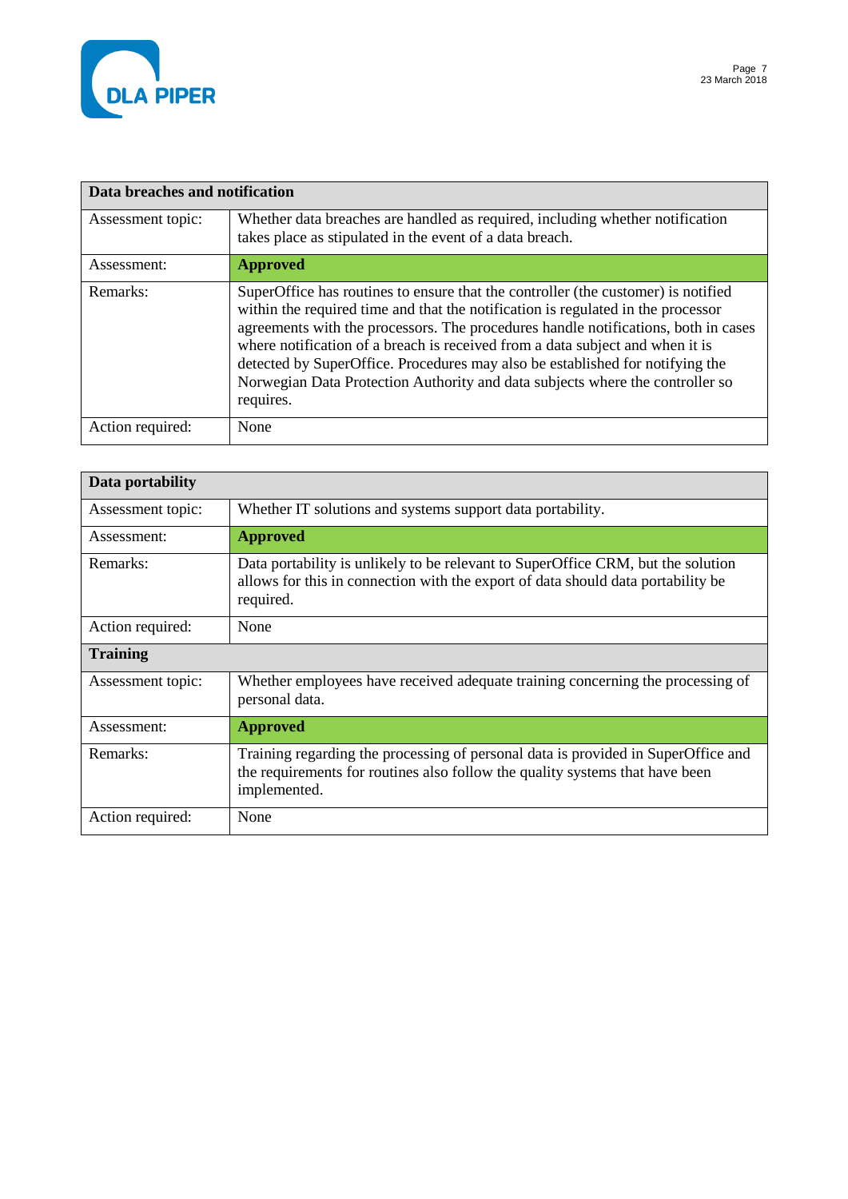| Data breaches and notification | |
|---|---|
| Assessment topic: | Whether data breaches are handled as required, including whether notification takes place as stipulated in the event of a data breach. |
| Assessment: | **Approved** |
| Remarks: | SuperOffice has routines to ensure that the controller (the customer) is notified within the required time and that the notification is regulated in the processor agreements with the processors. The procedures handle notifications, both in cases where notification of a breach is received from a data subject and when it is detected by SuperOffice. Procedures may also be established for notifying the Norwegian Data Protection Authority and data subjects where the controller so requires. |
| Action required: | None |

| Data portability | |
|---|---|
| Assessment topic: | Whether IT solutions and systems support data portability. |
| Assessment: | **Approved** |
| Remarks: | Data portability is unlikely to be relevant to SuperOffice CRM, but the solution allows for this in connection with the export of data should data portability be required. |
| Action required: | None |
| **Training** | |
| Assessment topic: | Whether employees have received adequate training concerning the processing of personal data. |
| Assessment: | **Approved** |
| Remarks: | Training regarding the processing of personal data is provided in SuperOffice and the requirements for routines also follow the quality systems that have been implemented. |
| Action required: | None |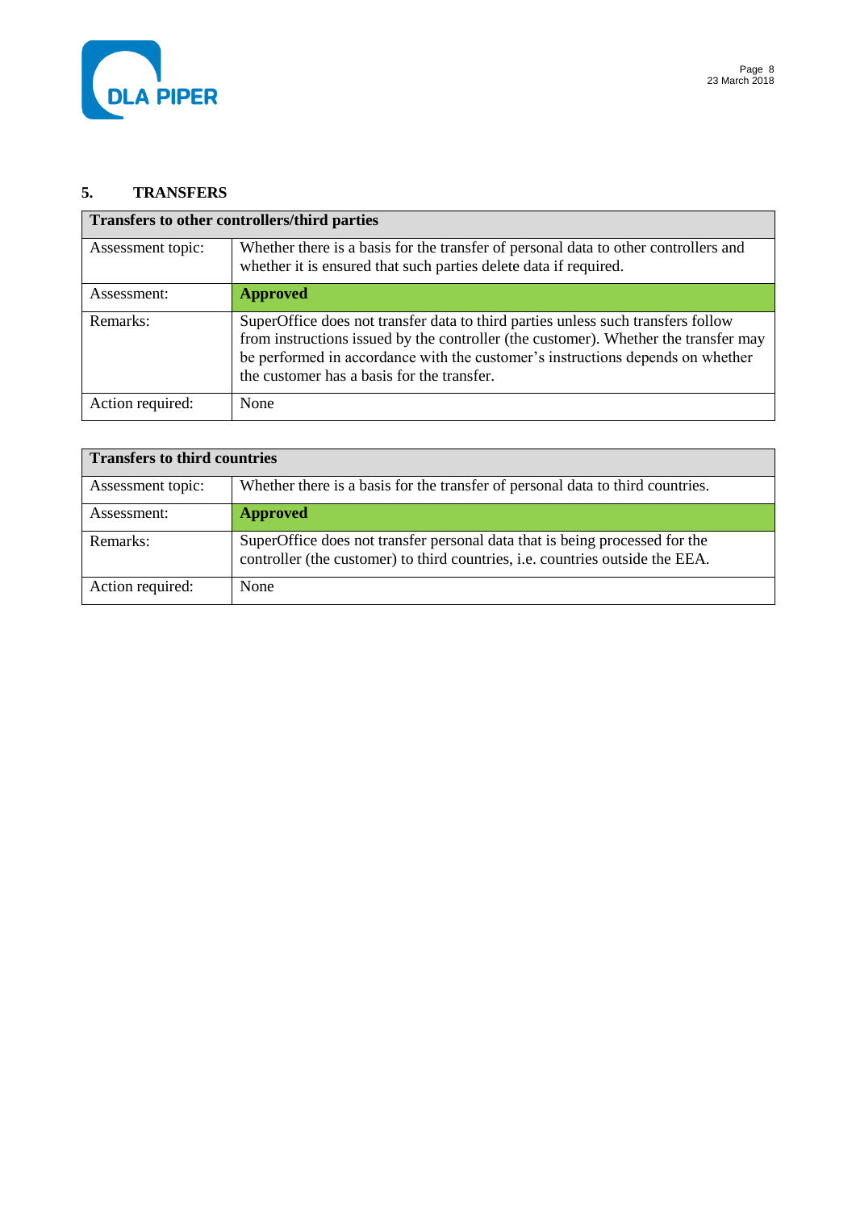## 5. TRANSFERS

| Transfers to other controllers/third parties | |
|---|---|
| Assessment topic: | Whether there is a basis for the transfer of personal data to other controllers and whether it is ensured that such parties delete data if required. |
| Assessment: | **Approved** |
| Remarks: | SuperOffice does not transfer data to third parties unless such transfers follow from instructions issued by the controller (the customer). Whether the transfer may be performed in accordance with the customer's instructions depends on whether the customer has a basis for the transfer. |
| Action required: | None |

| Transfers to third countries | |
|---|---|
| Assessment topic: | Whether there is a basis for the transfer of personal data to third countries. |
| Assessment: | **Approved** |
| Remarks: | SuperOffice does not transfer personal data that is being processed for the controller (the customer) to third countries, i.e. countries outside the EEA. |
| Action required: | None |